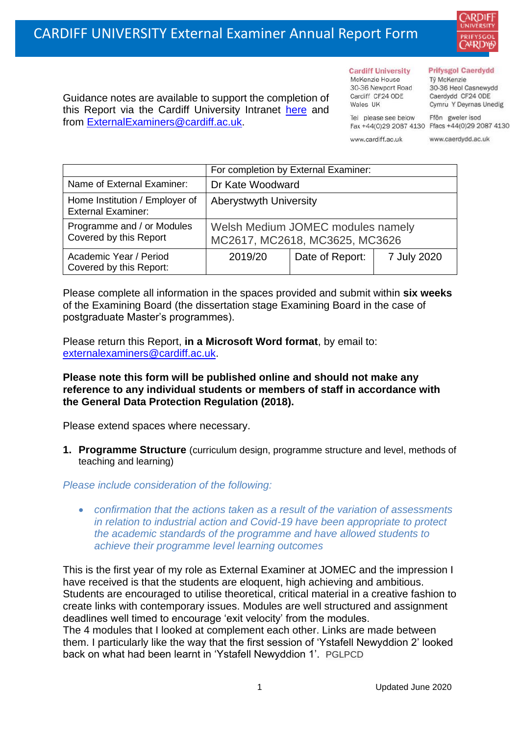# CARDIFF UNIVERSITY External Examiner Annual Report Form

Cardiff University
McKenzie House
30-36 Newport Road
Cardiff CF24 0DE
Wales UK

Prifysgol Caerdydd
Tŷ McKenzie
30-36 Heol Casnewydd
Caerdydd CF24 0DE
Cymru Y Deyrnas Unedig

Tel please see below
Fax +44(0)29 2087 4130

Ffôn gweler isod
Ffacs +44(0)29 2087 4130

www.cardiff.ac.uk

www.caerdydd.ac.uk

Guidance notes are available to support the completion of this Report via the Cardiff University Intranet here and from ExternalExaminers@cardiff.ac.uk.

| | For completion by External Examiner: | | |
|---|---|---|---|
| Name of External Examiner: | Dr Kate Woodward | | |
| Home Institution / Employer of External Examiner: | Aberystwyth University | | |
| Programme and / or Modules Covered by this Report | Welsh Medium JOMEC modules namely MC2617, MC2618, MC3625, MC3626 | | |
| Academic Year / Period Covered by this Report: | 2019/20 | Date of Report: | 7 July 2020 |

Please complete all information in the spaces provided and submit within **six weeks** of the Examining Board (the dissertation stage Examining Board in the case of postgraduate Master's programmes).

Please return this Report, **in a Microsoft Word format**, by email to: externalexaminers@cardiff.ac.uk.

**Please note this form will be published online and should not make any reference to any individual students or members of staff in accordance with the General Data Protection Regulation (2018).**

Please extend spaces where necessary.

1. **Programme Structure** (curriculum design, programme structure and level, methods of teaching and learning)

*Please include consideration of the following:*

- *confirmation that the actions taken as a result of the variation of assessments in relation to industrial action and Covid-19 have been appropriate to protect the academic standards of the programme and have allowed students to achieve their programme level learning outcomes*

This is the first year of my role as External Examiner at JOMEC and the impression I have received is that the students are eloquent, high achieving and ambitious. Students are encouraged to utilise theoretical, critical material in a creative fashion to create links with contemporary issues. Modules are well structured and assignment deadlines well timed to encourage 'exit velocity' from the modules.
The 4 modules that I looked at complement each other. Links are made between them. I particularly like the way that the first session of 'Ystafell Newyddion 2' looked back on what had been learnt in 'Ystafell Newyddion 1'. PGLPCD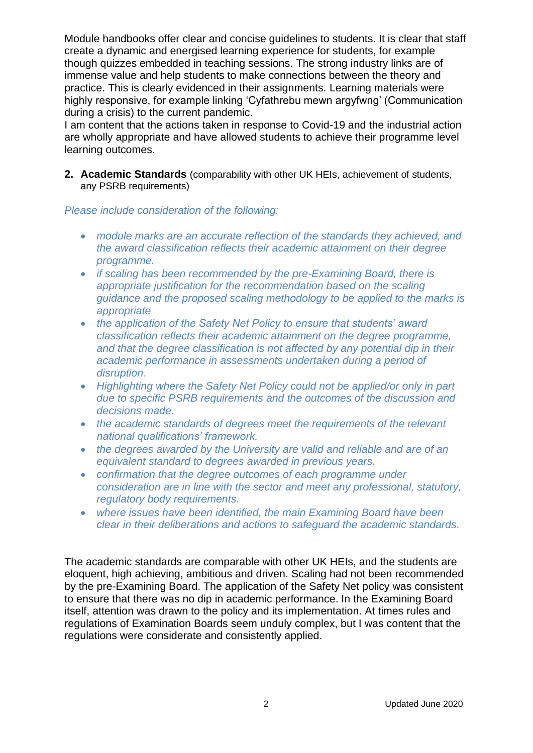Module handbooks offer clear and concise guidelines to students. It is clear that staff create a dynamic and energised learning experience for students, for example though quizzes embedded in teaching sessions. The strong industry links are of immense value and help students to make connections between the theory and practice. This is clearly evidenced in their assignments. Learning materials were highly responsive, for example linking 'Cyfathrebu mewn argyfwng' (Communication during a crisis) to the current pandemic.

I am content that the actions taken in response to Covid-19 and the industrial action are wholly appropriate and have allowed students to achieve their programme level learning outcomes.

2. **Academic Standards** (comparability with other UK HEIs, achievement of students, any PSRB requirements)

*Please include consideration of the following:*

- *module marks are an accurate reflection of the standards they achieved, and the award classification reflects their academic attainment on their degree programme.*
- *if scaling has been recommended by the pre-Examining Board, there is appropriate justification for the recommendation based on the scaling guidance and the proposed scaling methodology to be applied to the marks is appropriate*
- *the application of the Safety Net Policy to ensure that students' award classification reflects their academic attainment on the degree programme, and that the degree classification is not affected by any potential dip in their academic performance in assessments undertaken during a period of disruption.*
- *Highlighting where the Safety Net Policy could not be applied/or only in part due to specific PSRB requirements and the outcomes of the discussion and decisions made.*
- *the academic standards of degrees meet the requirements of the relevant national qualifications' framework.*
- *the degrees awarded by the University are valid and reliable and are of an equivalent standard to degrees awarded in previous years.*
- *confirmation that the degree outcomes of each programme under consideration are in line with the sector and meet any professional, statutory, regulatory body requirements.*
- *where issues have been identified, the main Examining Board have been clear in their deliberations and actions to safeguard the academic standards.*

The academic standards are comparable with other UK HEIs, and the students are eloquent, high achieving, ambitious and driven. Scaling had not been recommended by the pre-Examining Board. The application of the Safety Net policy was consistent to ensure that there was no dip in academic performance. In the Examining Board itself, attention was drawn to the policy and its implementation. At times rules and regulations of Examination Boards seem unduly complex, but I was content that the regulations were considerate and consistently applied.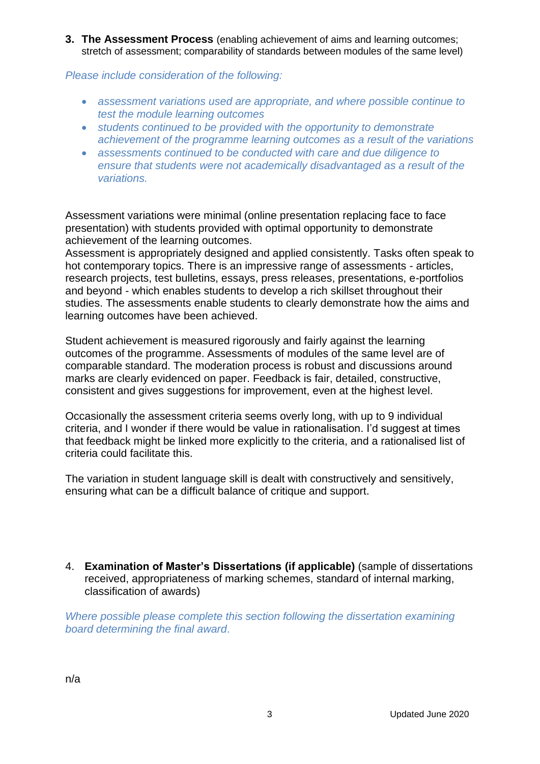3. **The Assessment Process** (enabling achievement of aims and learning outcomes; stretch of assessment; comparability of standards between modules of the same level)

*Please include consideration of the following:*

- *assessment variations used are appropriate, and where possible continue to test the module learning outcomes*
- *students continued to be provided with the opportunity to demonstrate achievement of the programme learning outcomes as a result of the variations*
- *assessments continued to be conducted with care and due diligence to ensure that students were not academically disadvantaged as a result of the variations.*

Assessment variations were minimal (online presentation replacing face to face presentation) with students provided with optimal opportunity to demonstrate achievement of the learning outcomes.
Assessment is appropriately designed and applied consistently. Tasks often speak to hot contemporary topics. There is an impressive range of assessments - articles, research projects, test bulletins, essays, press releases, presentations, e-portfolios and beyond - which enables students to develop a rich skillset throughout their studies. The assessments enable students to clearly demonstrate how the aims and learning outcomes have been achieved.

Student achievement is measured rigorously and fairly against the learning outcomes of the programme. Assessments of modules of the same level are of comparable standard. The moderation process is robust and discussions around marks are clearly evidenced on paper. Feedback is fair, detailed, constructive, consistent and gives suggestions for improvement, even at the highest level.

Occasionally the assessment criteria seems overly long, with up to 9 individual criteria, and I wonder if there would be value in rationalisation. I'd suggest at times that feedback might be linked more explicitly to the criteria, and a rationalised list of criteria could facilitate this.

The variation in student language skill is dealt with constructively and sensitively, ensuring what can be a difficult balance of critique and support.

4. **Examination of Master's Dissertations (if applicable)** (sample of dissertations received, appropriateness of marking schemes, standard of internal marking, classification of awards)

*Where possible please complete this section following the dissertation examining board determining the final award.*

n/a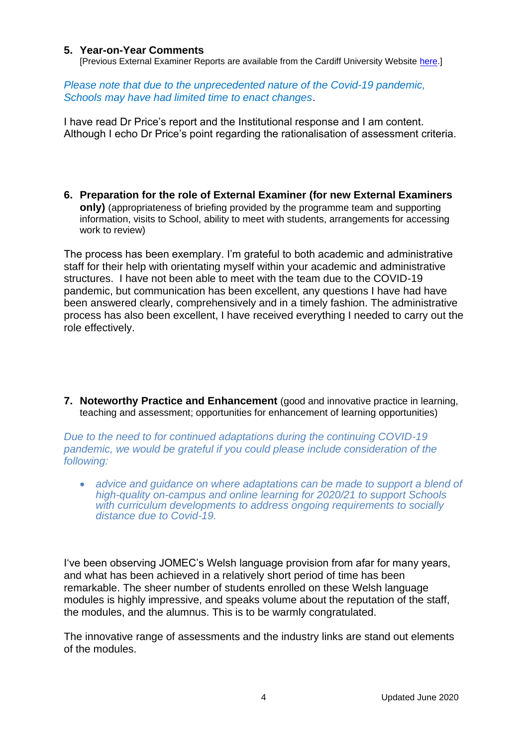## 5. Year-on-Year Comments

[Previous External Examiner Reports are available from the Cardiff University Website here.]

*Please note that due to the unprecedented nature of the Covid-19 pandemic, Schools may have had limited time to enact changes*.

I have read Dr Price's report and the Institutional response and I am content. Although I echo Dr Price's point regarding the rationalisation of assessment criteria.

## 6. Preparation for the role of External Examiner (for new External Examiners only) (appropriateness of briefing provided by the programme team and supporting information, visits to School, ability to meet with students, arrangements for accessing work to review)

The process has been exemplary. I'm grateful to both academic and administrative staff for their help with orientating myself within your academic and administrative structures. I have not been able to meet with the team due to the COVID-19 pandemic, but communication has been excellent, any questions I have had have been answered clearly, comprehensively and in a timely fashion. The administrative process has also been excellent, I have received everything I needed to carry out the role effectively.

## 7. Noteworthy Practice and Enhancement (good and innovative practice in learning, teaching and assessment; opportunities for enhancement of learning opportunities)

*Due to the need to for continued adaptations during the continuing COVID-19 pandemic, we would be grateful if you could please include consideration of the following:*

- *advice and guidance on where adaptations can be made to support a blend of high-quality on-campus and online learning for 2020/21 to support Schools with curriculum developments to address ongoing requirements to socially distance due to Covid-19.*

I've been observing JOMEC's Welsh language provision from afar for many years, and what has been achieved in a relatively short period of time has been remarkable. The sheer number of students enrolled on these Welsh language modules is highly impressive, and speaks volume about the reputation of the staff, the modules, and the alumnus. This is to be warmly congratulated.

The innovative range of assessments and the industry links are stand out elements of the modules.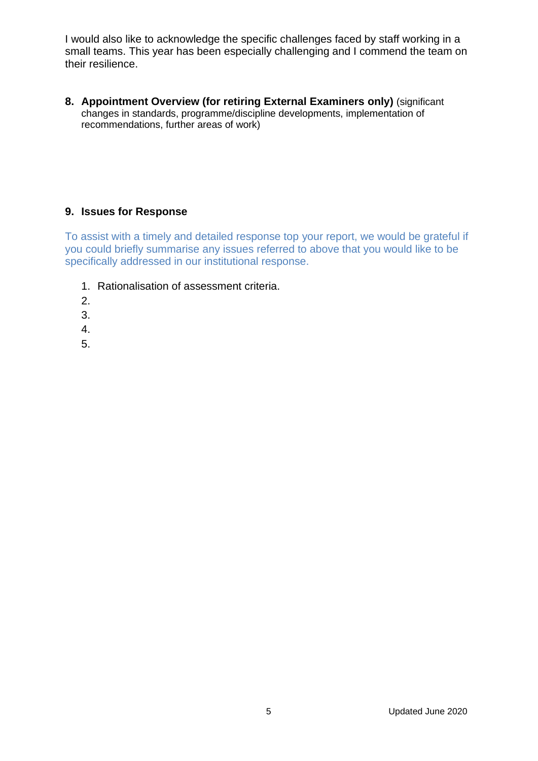I would also like to acknowledge the specific challenges faced by staff working in a small teams. This year has been especially challenging and I commend the team on their resilience.

**8. Appointment Overview (for retiring External Examiners only)** (significant changes in standards, programme/discipline developments, implementation of recommendations, further areas of work)

**9. Issues for Response**

To assist with a timely and detailed response top your report, we would be grateful if you could briefly summarise any issues referred to above that you would like to be specifically addressed in our institutional response.

1. Rationalisation of assessment criteria.
2. 
3. 
4. 
5.